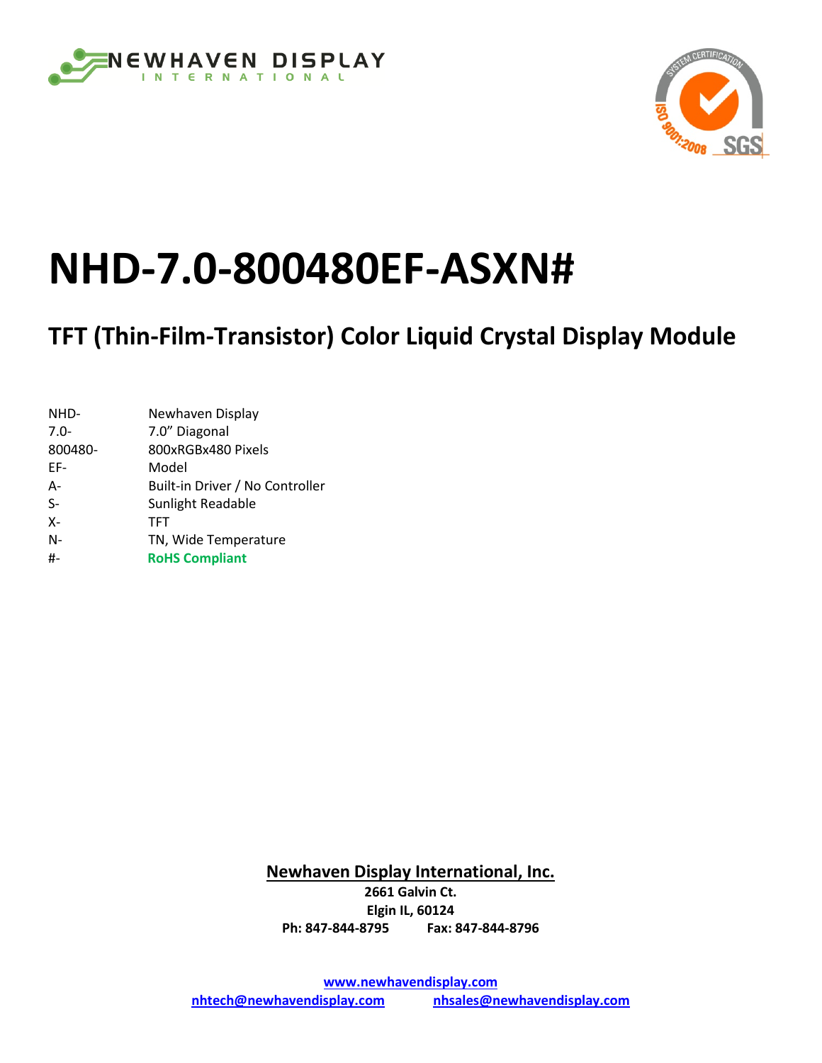# NHD-7.0-800480EF-ASXN#

## TFT (Thin-Film-Transistor) Color Liquid Crystal Display Module

| | |
|---|---|
| NHD- | Newhaven Display |
| 7.0- | 7.0" Diagonal |
| 800480- | 800xRGBx480 Pixels |
| EF- | Model |
| A- | Built-in Driver / No Controller |
| S- | Sunlight Readable |
| X- | TFT |
| N- | TN, Wide Temperature |
| #- | **RoHS Compliant** |

**Newhaven Display International, Inc.**

**2661 Galvin Ct.**

**Elgin IL, 60124**

**Ph: 847-844-8795 Fax: 847-844-8796**

**www.newhavendisplay.com**

**nhtech@newhavendisplay.com nhsales@newhavendisplay.com**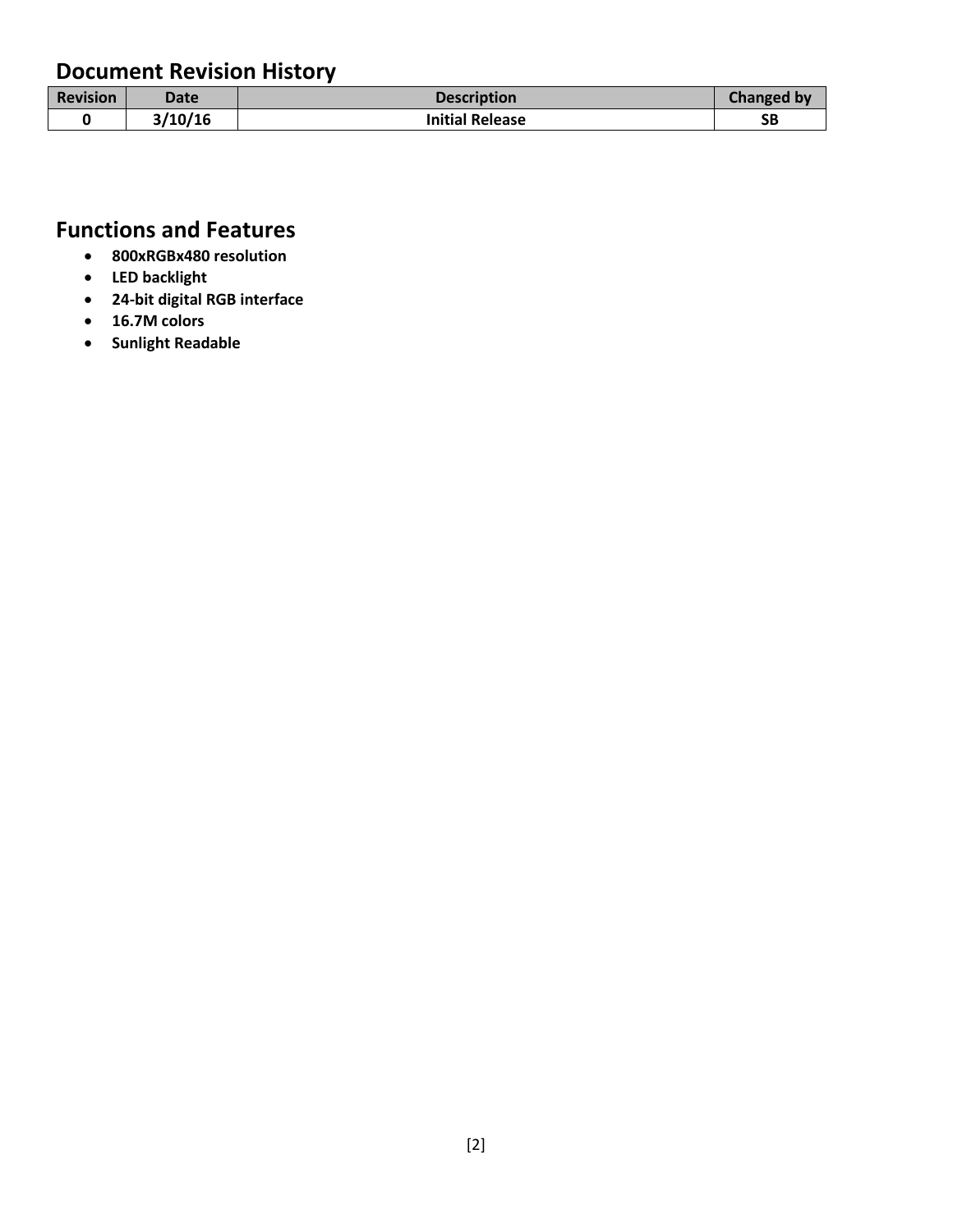## Document Revision History

| Revision | Date | Description | Changed by |
| --- | --- | --- | --- |
| 0 | 3/10/16 | Initial Release | SB |

## Functions and Features

- **800xRGBx480 resolution**
- **LED backlight**
- **24-bit digital RGB interface**
- **16.7M colors**
- **Sunlight Readable**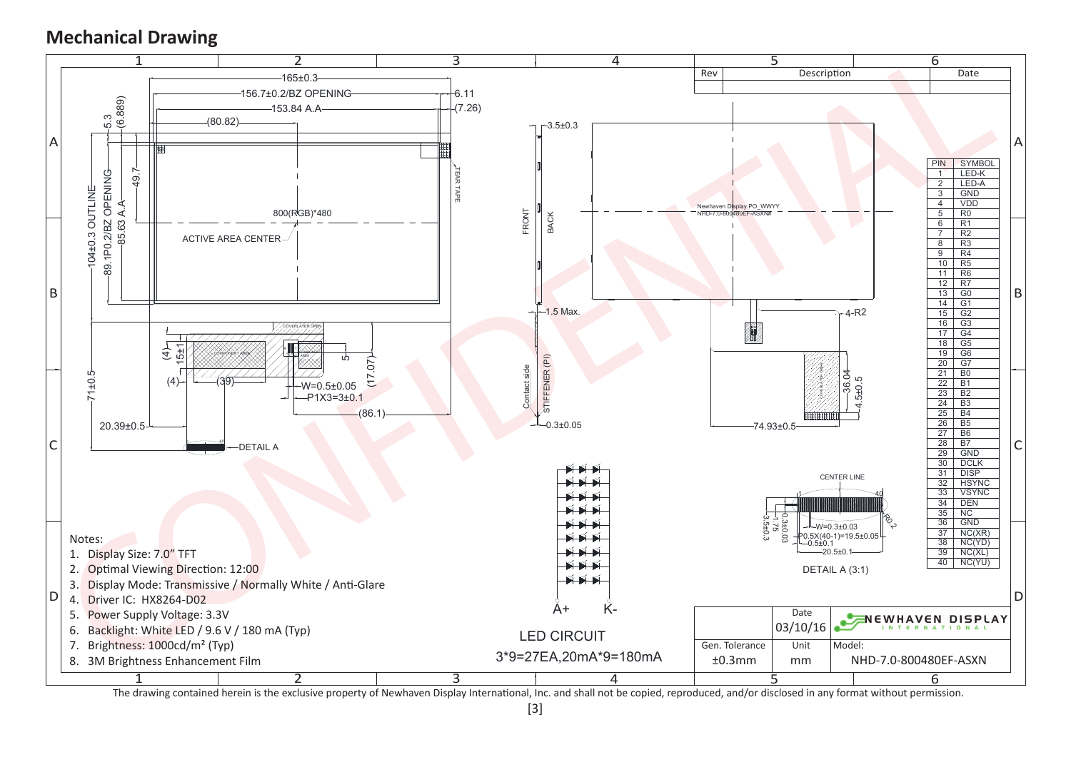## Mechanical Drawing

| PIN | SYMBOL |
|---|---|
| 1 | LED-K |
| 2 | LED-A |
| 3 | GND |
| 4 | VDD |
| 5 | R0 |
| 6 | R1 |
| 7 | R2 |
| 8 | R3 |
| 9 | R4 |
| 10 | R5 |
| 11 | R6 |
| 12 | R7 |
| 13 | G0 |
| 14 | G1 |
| 15 | G2 |
| 16 | G3 |
| 17 | G4 |
| 18 | G5 |
| 19 | G6 |
| 20 | G7 |
| 21 | B0 |
| 22 | B1 |
| 23 | B2 |
| 24 | B3 |
| 25 | B4 |
| 26 | B5 |
| 27 | B6 |
| 28 | B7 |
| 29 | GND |
| 30 | DCLK |
| 31 | DISP |
| 32 | HSYNC |
| 33 | VSYNC |
| 34 | DEN |
| 35 | NC |
| 36 | GND |
| 37 | NC(XR) |
| 38 | NC(YD) |
| 39 | NC(XL) |
| 40 | NC(YU) |

165±0.3
156.7±0.2/BZ OPENING
153.84 A.A
(80.82)
6.11
(7.26)
5.3
(6.889)
49.7
104±0.3 OUTLINE
89.1P0.2/BZ OPENING
85.63 A.A
800(RGB)*480
ACTIVE AREA CENTER
TEAR TAPE
3.5±0.3
FRONT
BACK
1.5 Max.
Contact side
STIFFENER (PI)
0.3±0.05
Newhaven Display PO_WWYY
NHD-7.0-800480EF-ASXN#
4-R2
36.04
4.5±0.5
74.93±0.5
(4)
15±1
(4)
(39)
5
(17.07)
W=0.5±0.05
P1X3=3±0.1
(86.1)
71±0.5
20.39±0.5
DETAIL A

CENTER LINE
1
40
R0.2
3.5±0.3
1.75
0.3±0.03
W=0.3±0.03
P0.5X(40-1)=19.5±0.05
0.5±0.1
20.5±0.1
DETAIL A (3:1)

A+
K-
LED CIRCUIT
3*9=27EA,20mA*9=180mA

Notes:
1. Display Size: 7.0" TFT
2. Optimal Viewing Direction: 12:00
3. Display Mode: Transmissive / Normally White / Anti-Glare
4. Driver IC: HX8264-D02
5. Power Supply Voltage: 3.3V
6. Backlight: White LED / 9.6 V / 180 mA (Typ)
7. Brightness: 1000cd/m² (Typ)
8. 3M Brightness Enhancement Film

| Rev | Description | Date |
|---|---|---|
| | | |

| | Date | NEWHAVEN DISPLAY INTERNATIONAL |
|---|---|---|
| | 03/10/16 | |
| Gen. Tolerance | Unit | Model: |
| ±0.3mm | mm | NHD-7.0-800480EF-ASXN |

CONFIDENTIAL

The drawing contained herein is the exclusive property of Newhaven Display International, Inc. and shall not be copied, reproduced, and/or disclosed in any format without permission.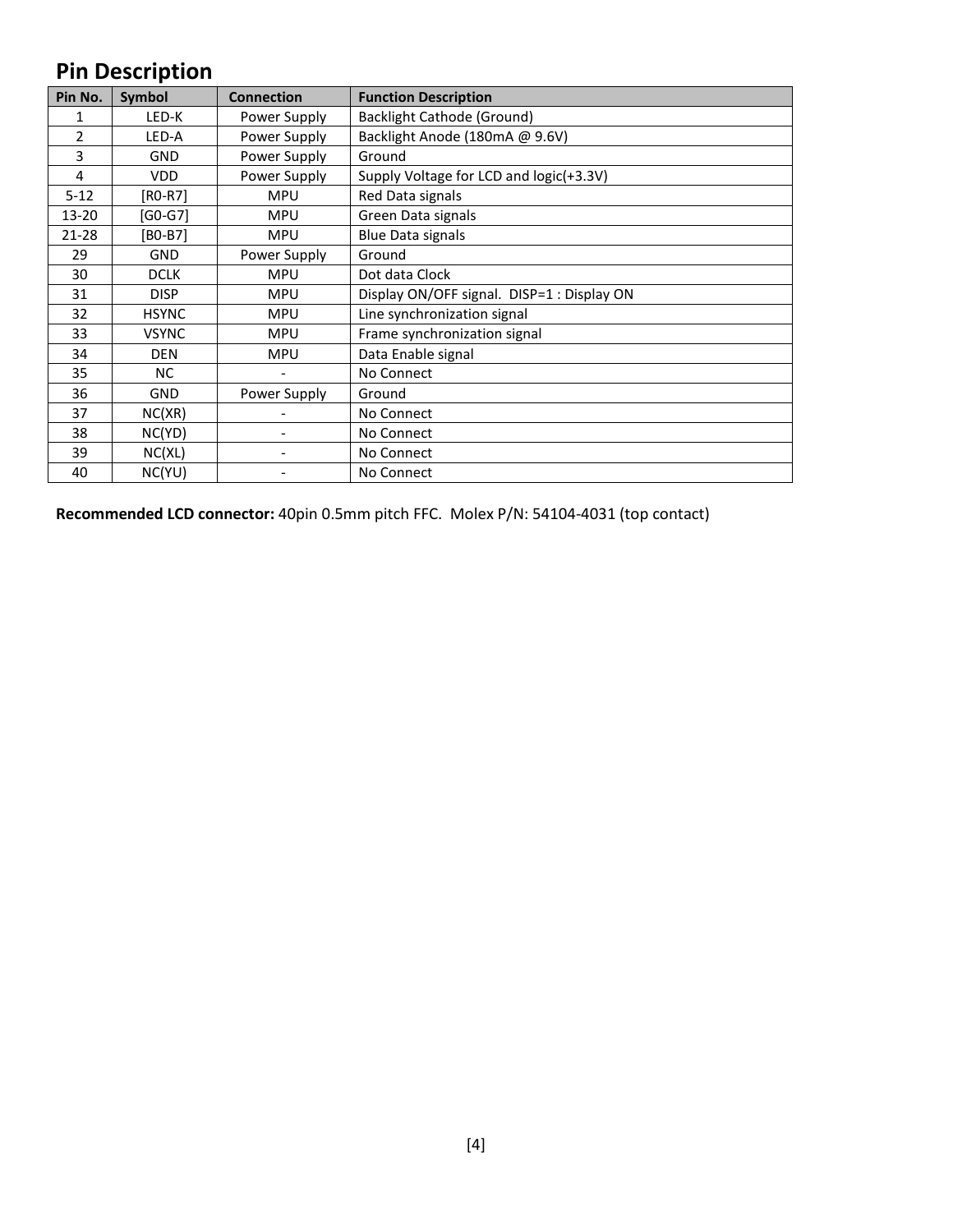# Pin Description

| Pin No. | Symbol | Connection | Function Description |
|---|---|---|---|
| 1 | LED-K | Power Supply | Backlight Cathode (Ground) |
| 2 | LED-A | Power Supply | Backlight Anode (180mA @ 9.6V) |
| 3 | GND | Power Supply | Ground |
| 4 | VDD | Power Supply | Supply Voltage for LCD and logic(+3.3V) |
| 5-12 | [R0-R7] | MPU | Red Data signals |
| 13-20 | [G0-G7] | MPU | Green Data signals |
| 21-28 | [B0-B7] | MPU | Blue Data signals |
| 29 | GND | Power Supply | Ground |
| 30 | DCLK | MPU | Dot data Clock |
| 31 | DISP | MPU | Display ON/OFF signal. DISP=1 : Display ON |
| 32 | HSYNC | MPU | Line synchronization signal |
| 33 | VSYNC | MPU | Frame synchronization signal |
| 34 | DEN | MPU | Data Enable signal |
| 35 | NC | - | No Connect |
| 36 | GND | Power Supply | Ground |
| 37 | NC(XR) | - | No Connect |
| 38 | NC(YD) | - | No Connect |
| 39 | NC(XL) | - | No Connect |
| 40 | NC(YU) | - | No Connect |

**Recommended LCD connector:** 40pin 0.5mm pitch FFC. Molex P/N: 54104-4031 (top contact)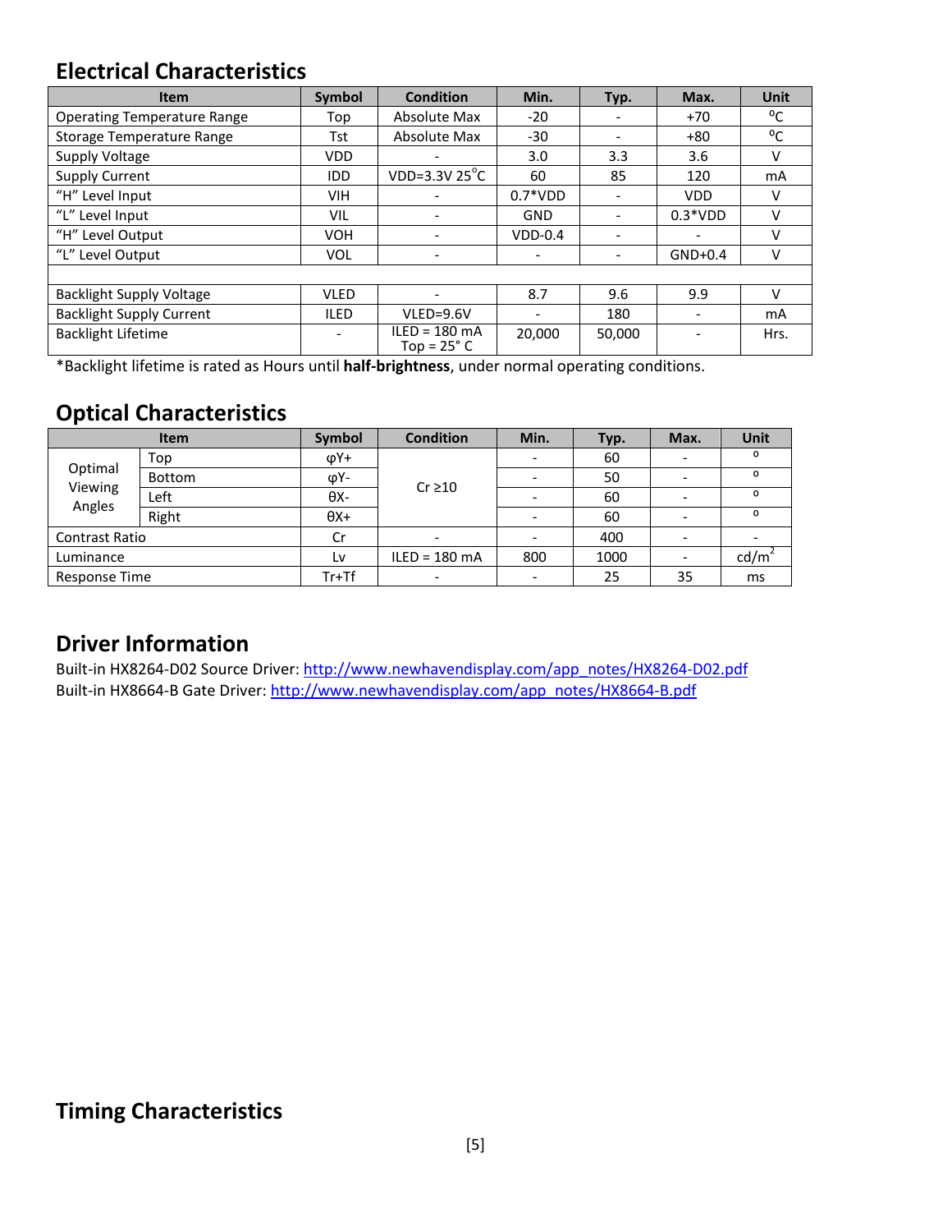## Electrical Characteristics

| Item | Symbol | Condition | Min. | Typ. | Max. | Unit |
|---|---|---|---|---|---|---|
| Operating Temperature Range | Top | Absolute Max | -20 | - | +70 | ºC |
| Storage Temperature Range | Tst | Absolute Max | -30 | - | +80 | ºC |
| Supply Voltage | VDD | - | 3.0 | 3.3 | 3.6 | V |
| Supply Current | IDD | VDD=3.3V 25°C | 60 | 85 | 120 | mA |
| "H" Level Input | VIH | - | 0.7*VDD | - | VDD | V |
| "L" Level Input | VIL | - | GND | - | 0.3*VDD | V |
| "H" Level Output | VOH | - | VDD-0.4 | - | - | V |
| "L" Level Output | VOL | - | - | - | GND+0.4 | V |
| | | | | | | |
| Backlight Supply Voltage | VLED | - | 8.7 | 9.6 | 9.9 | V |
| Backlight Supply Current | ILED | VLED=9.6V | - | 180 | - | mA |
| Backlight Lifetime | - | ILED = 180 mA Top = 25° C | 20,000 | 50,000 | - | Hrs. |

*Backlight lifetime is rated as Hours until **half-brightness**, under normal operating conditions.

## Optical Characteristics

| Item | | Symbol | Condition | Min. | Typ. | Max. | Unit |
|---|---|---|---|---|---|---|---|
| Optimal Viewing Angles | Top | φY+ | Cr ≥10 | - | 60 | - | º |
| | Bottom | φY- | | - | 50 | - | º |
| | Left | θX- | | - | 60 | - | º |
| | Right | θX+ | | - | 60 | - | º |
| Contrast Ratio | | Cr | - | - | 400 | - | - |
| Luminance | | Lv | ILED = 180 mA | 800 | 1000 | - | cd/m² |
| Response Time | | Tr+Tf | - | - | 25 | 35 | ms |

## Driver Information

Built-in HX8264-D02 Source Driver: http://www.newhavendisplay.com/app_notes/HX8264-D02.pdf
Built-in HX8664-B Gate Driver: http://www.newhavendisplay.com/app_notes/HX8664-B.pdf

## Timing Characteristics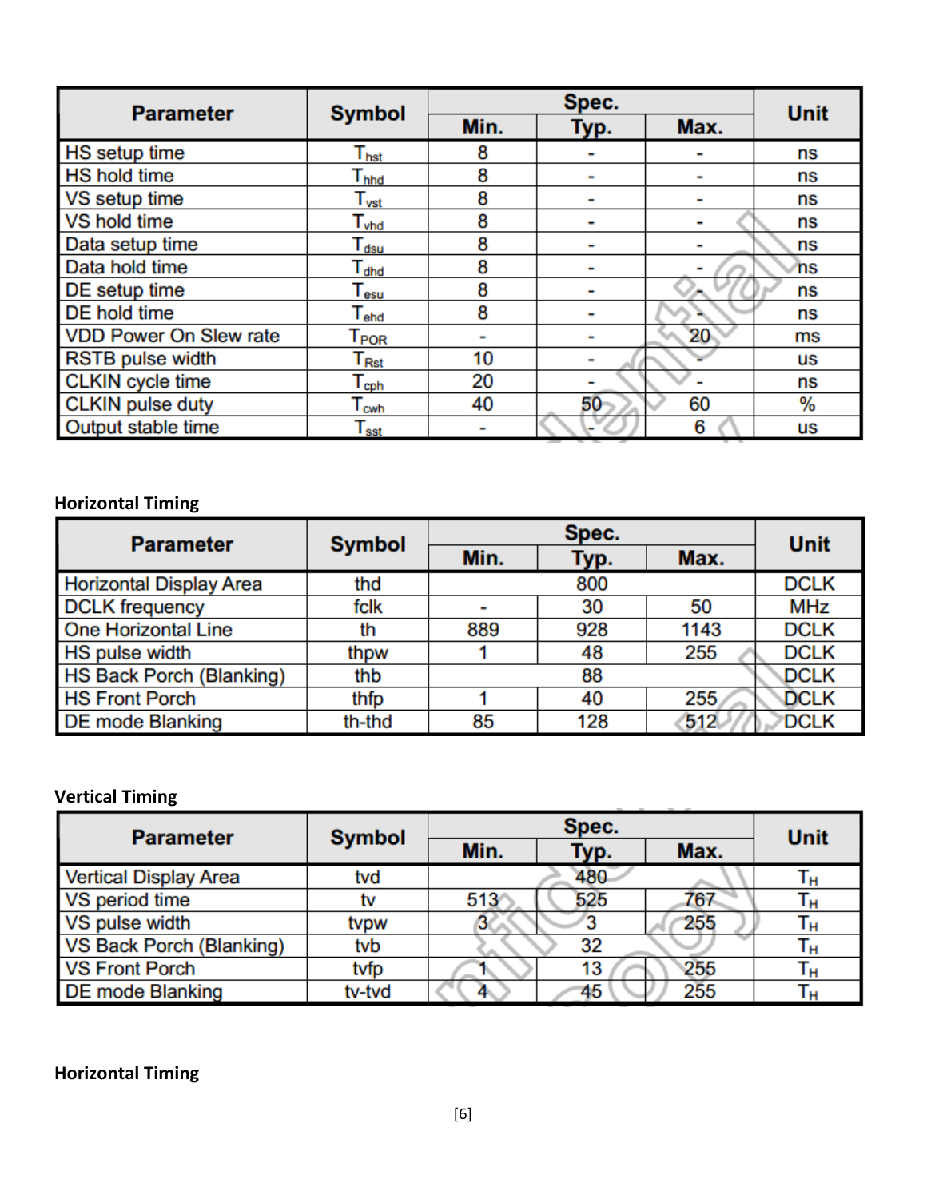| Parameter | Symbol | Spec. | | | Unit |
|---|---|---|---|---|---|
| | | Min. | Typ. | Max. | |
| HS setup time | $T_{hst}$ | 8 | - | - | ns |
| HS hold time | $T_{hhd}$ | 8 | - | - | ns |
| VS setup time | $T_{vst}$ | 8 | - | - | ns |
| VS hold time | $T_{vhd}$ | 8 | - | - | ns |
| Data setup time | $T_{dsu}$ | 8 | - | - | ns |
| Data hold time | $T_{dhd}$ | 8 | - | - | ns |
| DE setup time | $T_{esu}$ | 8 | - | - | ns |
| DE hold time | $T_{ehd}$ | 8 | - | - | ns |
| VDD Power On Slew rate | $T_{POR}$ | - | - | 20 | ms |
| RSTB pulse width | $T_{Rst}$ | 10 | - | - | us |
| CLKIN cycle time | $T_{cph}$ | 20 | - | - | ns |
| CLKIN pulse duty | $T_{cwh}$ | 40 | 50 | 60 | % |
| Output stable time | $T_{sst}$ | - | - | 6 | us |

**Horizontal Timing**

| Parameter | Symbol | Spec. | | | Unit |
|---|---|---|---|---|---|
| | | Min. | Typ. | Max. | |
| Horizontal Display Area | thd | | 800 | | DCLK |
| DCLK frequency | fclk | - | 30 | 50 | MHz |
| One Horizontal Line | th | 889 | 928 | 1143 | DCLK |
| HS pulse width | thpw | 1 | 48 | 255 | DCLK |
| HS Back Porch (Blanking) | thb | | 88 | | DCLK |
| HS Front Porch | thfp | 1 | 40 | 255 | DCLK |
| DE mode Blanking | th-thd | 85 | 128 | 512 | DCLK |

**Vertical Timing**

| Parameter | Symbol | Spec. | | | Unit |
|---|---|---|---|---|---|
| | | Min. | Typ. | Max. | |
| Vertical Display Area | tvd | | 480 | | $T_H$ |
| VS period time | tv | 513 | 525 | 767 | $T_H$ |
| VS pulse width | tvpw | 3 | 3 | 255 | $T_H$ |
| VS Back Porch (Blanking) | tvb | | 32 | | $T_H$ |
| VS Front Porch | tvfp | 1 | 13 | 255 | $T_H$ |
| DE mode Blanking | tv-tvd | 4 | 45 | 255 | $T_H$ |

**Horizontal Timing**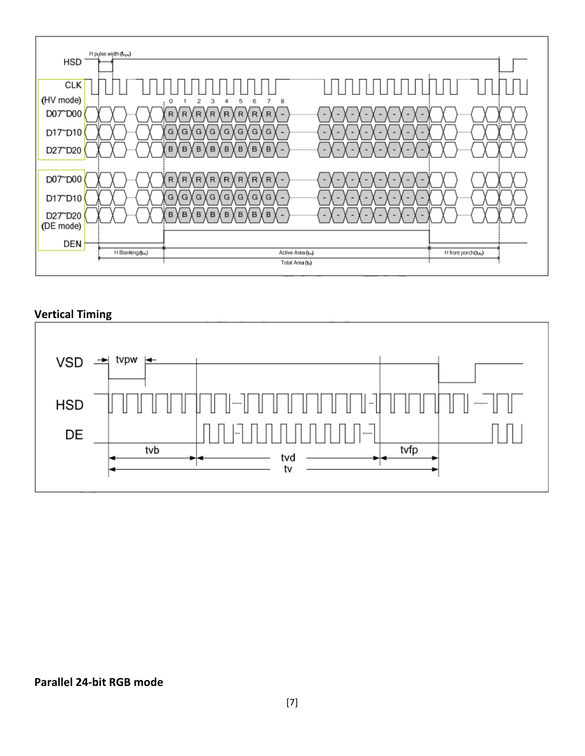H pulse width ($t_{hpw}$)

HSD

CLK

(HV mode)

D07~D00

D17~D10

D27~D20

0 1 2 3 4 5 6 7 8

R R R R R R R R -

G G G G G G G G -

B B B B B B B B -

D07~D00

D17~D10

D27~D20

(DE mode)

DEN

H Blanking ($t_{hb}$)

Active Area ($t_{hd}$)

H front porch ($t_{hfp}$)

Total Area ($t_h$)

**Vertical Timing**

VSD

tvpw

HSD

DE

tvb

tvd

tvfp

tv

**Parallel 24-bit RGB mode**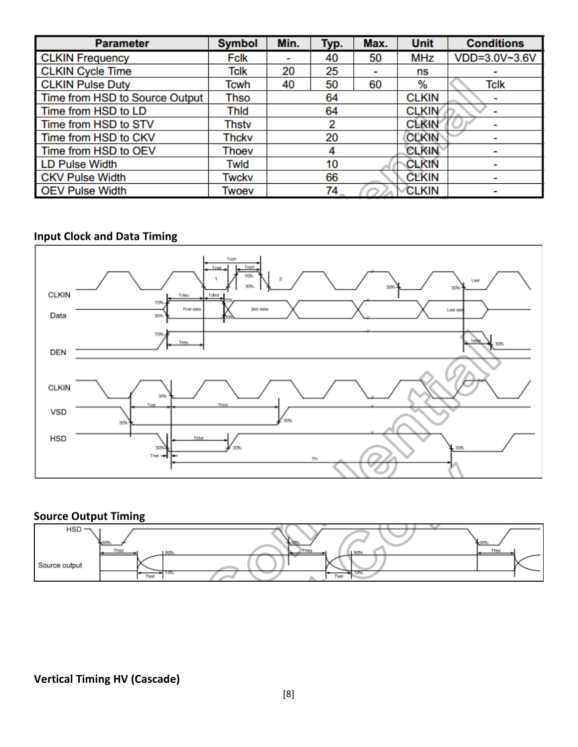| Parameter | Symbol | Min. | Typ. | Max. | Unit | Conditions |
|---|---|---|---|---|---|---|
| CLKIN Frequency | Fclk | - | 40 | 50 | MHz | VDD=3.0V~3.6V |
| CLKIN Cycle Time | Tclk | 20 | 25 | - | ns | - |
| CLKIN Pulse Duty | Tcwh | 40 | 50 | 60 | % | Tclk |
| Time from HSD to Source Output | Thso | | 64 | | CLKIN | - |
| Time from HSD to LD | Thld | | 64 | | CLKIN | - |
| Time from HSD to STV | Thstv | | 2 | | CLKIN | - |
| Time from HSD to CKV | Thckv | | 20 | | CLKIN | - |
| Time from HSD to OEV | Thoev | | 4 | | CLKIN | - |
| LD Pulse Width | Twld | | 10 | | CLKIN | - |
| CKV Pulse Width | Twckv | | 66 | | CLKIN | - |
| OEV Pulse Width | Twoev | | 74 | | CLKIN | - |

**Input Clock and Data Timing**

Tcph
Tcwl
Tcwh
1
2
70%
30%
Last
CLKIN
Tdsu
Tdhd
70%
30%
First data
2nd data
Last data
Data
Tesu
Tehd
DEN
CLKIN
Tvst
Tvhd
VSD
Thhd
HSD
Thst
Th

**Source Output Timing**

HSD
30%
Thso
90%
10%
Tsst
Source output

**Vertical Timing HV (Cascade)**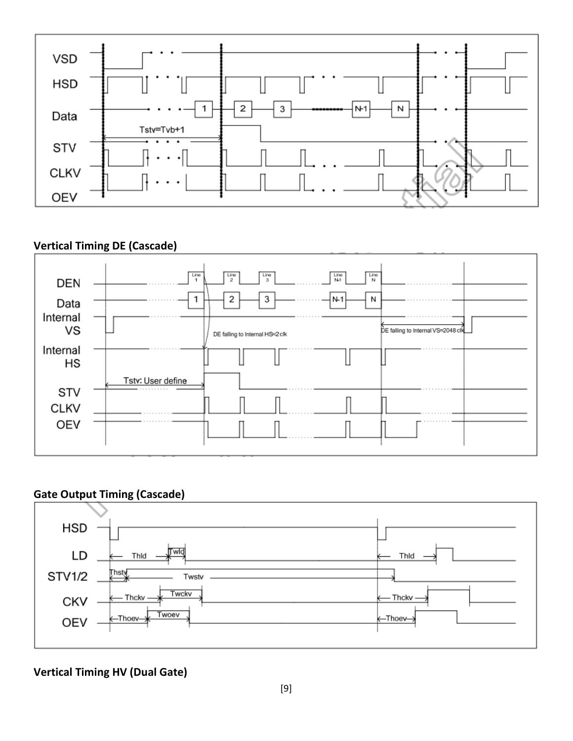VSD

HSD

Data

1 2 3 N-1 N

Tstv=Tvb+1

STV

CLKV

OEV

### Vertical Timing DE (Cascade)

DEN

Line 1 Line 2 Line 3 Line N-1 Line N

Data

1 2 3 N-1 N

Internal VS

DE falling to Internal HS=2 clk

DE falling to Internal VS=2048 clk

Internal HS

Tstv: User define

STV

CLKV

OEV

### Gate Output Timing (Cascade)

HSD

LD

Thld Twld Thld

STV1/2

Thstv Twstv

CKV

Thckv Twckv Thckv

OEV

Thoev Twoev Thoev

### Vertical Timing HV (Dual Gate)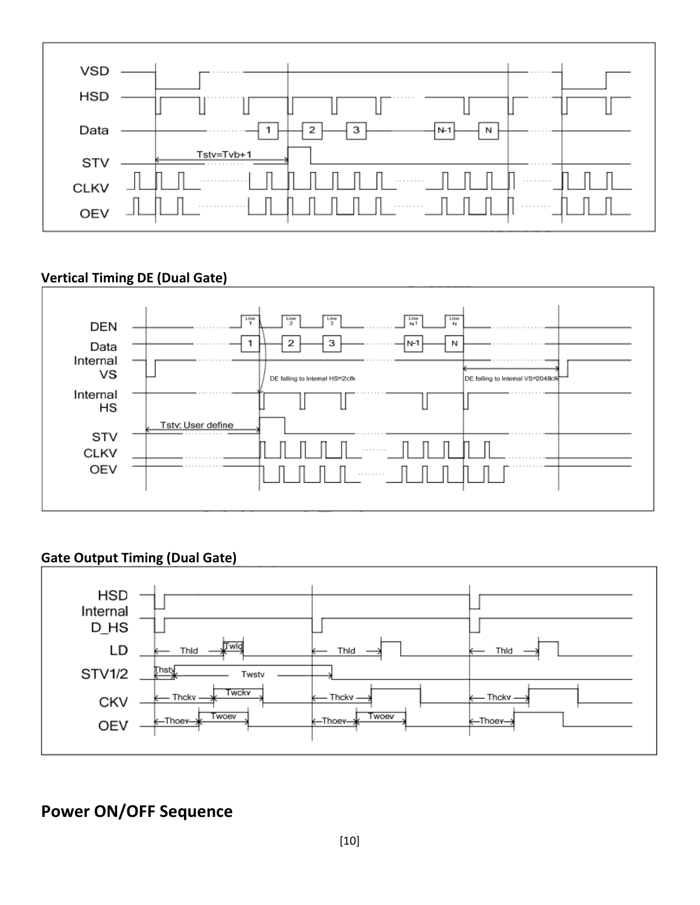VSD
HSD
Data
1
2
3
N-1
N
STV
Tstv=Tvb+1
CLKV
OEV

**Vertical Timing DE (Dual Gate)**

DEN
Line 1
Line 2
Line 3
Line N-1
Line N
Data
1
2
3
N-1
N
Internal VS
DE falling to Internal HS=2clk
DE falling to Internal VS=2048clk
Internal HS
Tstv: User define
STV
CLKV
OEV

**Gate Output Timing (Dual Gate)**

HSD
Internal D_HS
LD
Thld
Twld
Thld
Thld
STV1/2
Thstv
Twstv
CKV
Thckv
Twckv
Thckv
Thckv
OEV
Thoev
Twoev
Thoev
Twoev
Thoev

## Power ON/OFF Sequence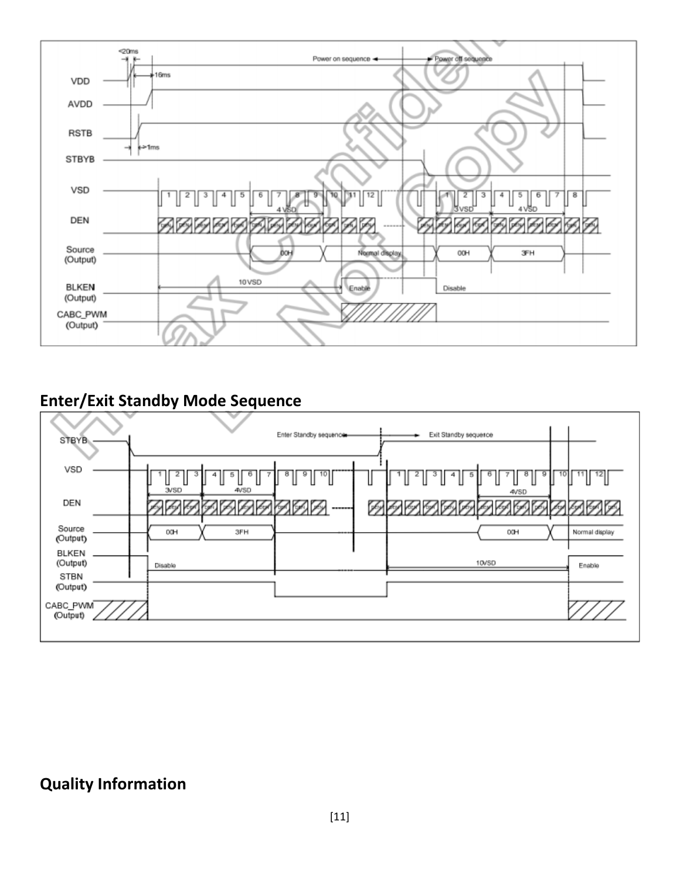<20ms

Power on sequence

Power off sequence

VDD

16ms

AVDD

RSTB

>1ms

STBYB

VSD

1 2 3 4 5 6 7 8 9 10 11 12

1 2 3 4 5 6 7 8

4 VSD

3 VSD

4 VSD

DEN

Source (Output)

00H

Normal display

00H

3FH

BLKEN (Output)

10 VSD

Enable

Disable

CABC_PWM (Output)

## Enter/Exit Standby Mode Sequence

Enter Standby sequence

Exit Standby sequence

STBYB

VSD

1 2 3 4 5 6 7 8 9 10

1 2 3 4 5 6 7 8 9 10 11 12

3VSD

4VSD

4VSD

DEN

Source (Output)

00H

3FH

00H

Normal display

BLKEN (Output)

Disable

10VSD

Enable

STBN (Output)

CABC_PWM (Output)

## Quality Information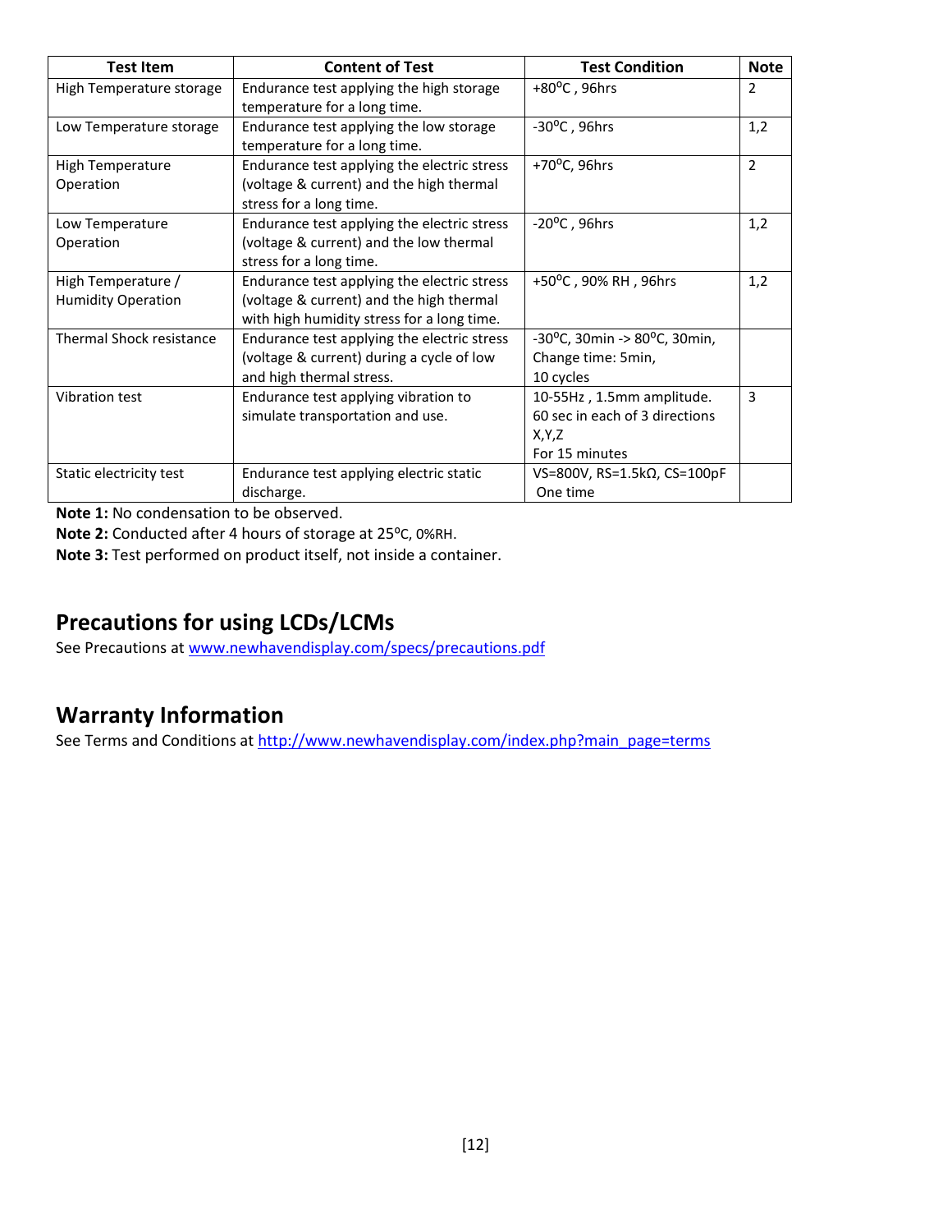| Test Item | Content of Test | Test Condition | Note |
| --- | --- | --- | --- |
| High Temperature storage | Endurance test applying the high storage temperature for a long time. | +80°C , 96hrs | 2 |
| Low Temperature storage | Endurance test applying the low storage temperature for a long time. | -30°C , 96hrs | 1,2 |
| High Temperature Operation | Endurance test applying the electric stress (voltage & current) and the high thermal stress for a long time. | +70°C, 96hrs | 2 |
| Low Temperature Operation | Endurance test applying the electric stress (voltage & current) and the low thermal stress for a long time. | -20°C , 96hrs | 1,2 |
| High Temperature / Humidity Operation | Endurance test applying the electric stress (voltage & current) and the high thermal with high humidity stress for a long time. | +50°C , 90% RH , 96hrs | 1,2 |
| Thermal Shock resistance | Endurance test applying the electric stress (voltage & current) during a cycle of low and high thermal stress. | -30°C, 30min -> 80°C, 30min, Change time: 5min, 10 cycles | |
| Vibration test | Endurance test applying vibration to simulate transportation and use. | 10-55Hz , 1.5mm amplitude. 60 sec in each of 3 directions X,Y,Z For 15 minutes | 3 |
| Static electricity test | Endurance test applying electric static discharge. | VS=800V, RS=1.5kΩ, CS=100pF One time | |

**Note 1:** No condensation to be observed.

**Note 2:** Conducted after 4 hours of storage at 25°C, 0%RH.

**Note 3:** Test performed on product itself, not inside a container.

## Precautions for using LCDs/LCMs

See Precautions at www.newhavendisplay.com/specs/precautions.pdf

## Warranty Information

See Terms and Conditions at http://www.newhavendisplay.com/index.php?main_page=terms